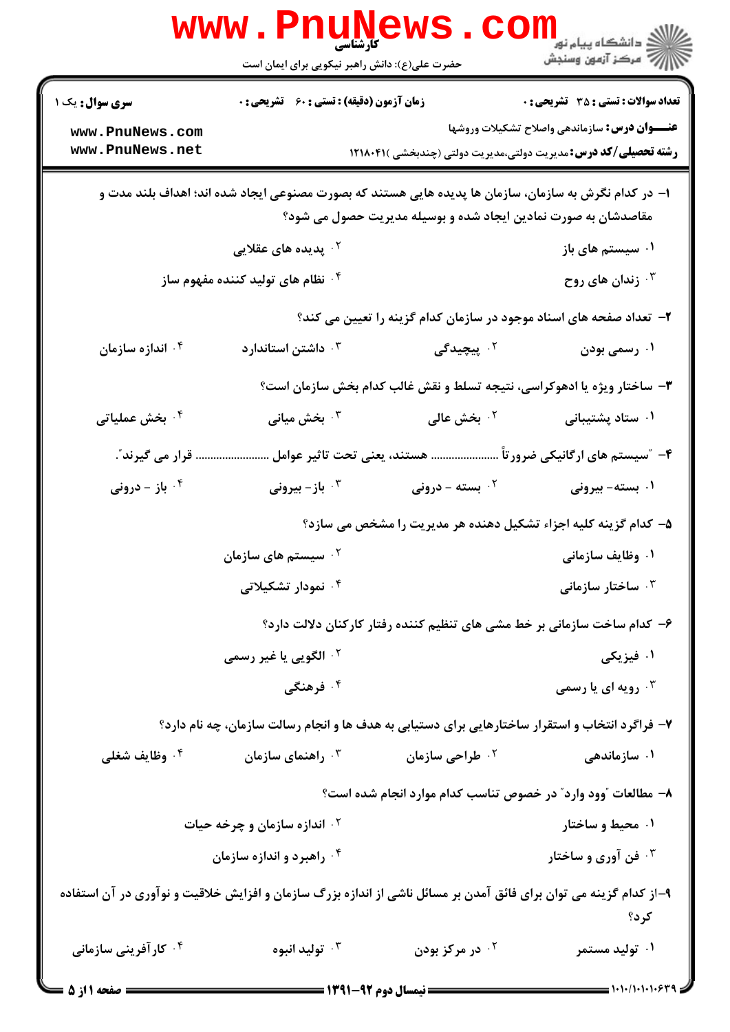کارشناسی

حضرت علی(ع): دانش راهبر نیکویی برای ایمان است

**سری سوال:** یک ۱

**زمان آزمون (دقیقه) : تستی :** ۶۰ **تشریحی :** ۰

**تعداد سوالات : تستی :** ۳۵ **تشریحی :** ۰

**عنـــوان درس:** سازماندهی واصلاح تشکیلات وروشها

**رشته تحصیلی/کد درس:** مدیریت دولتی،مدیریت دولتی (چندبخشی )۱۲۱۸۰۴۱

www.PnuNews.com
www.PnuNews.net

۱- در کدام نگرش به سازمان، سازمان ها پدیده هایی هستند که بصورت مصنوعی ایجاد شده اند؛ اهداف بلند مدت و مقاصدشان به صورت نمادین ایجاد شده و بوسیله مدیریت حصول می شود؟

۱. سیستم های باز
۲. پدیده های عقلایی
۳. زندان های روح
۴. نظام های تولید کننده مفهوم ساز

۲- تعداد صفحه های اسناد موجود در سازمان کدام گزینه را تعیین می کند؟

۱. رسمی بودن
۲. پیچیدگی
۳. داشتن استاندارد
۴. اندازه سازمان

۳- ساختار ویژه یا ادهوکراسی، نتیجه تسلط و نقش غالب کدام بخش سازمان است؟

۱. ستاد پشتیبانی
۲. بخش عالی
۳. بخش میانی
۴. بخش عملیاتی

۴- "سیستم های ارگانیکی ضرورتاً ......................... هستند، یعنی تحت تاثیر عوامل ......................... قرار می گیرند".

۱. بسته- بیرونی
۲. بسته - درونی
۳. باز- بیرونی
۴. باز - درونی

۵- کدام گزینه کلیه اجزاء تشکیل دهنده هر مدیریت را مشخص می سازد؟

۱. وظایف سازمانی
۲. سیستم های سازمان
۳. ساختار سازمانی
۴. نمودار تشکیلاتی

۶- کدام ساخت سازمانی بر خط مشی های تنظیم کننده رفتار کارکنان دلالت دارد؟

۱. فیزیکی
۲. الگویی یا غیر رسمی
۳. رویه ای یا رسمی
۴. فرهنگی

۷- فراگرد انتخاب و استقرار ساختارهایی برای دستیابی به هدف ها و انجام رسالت سازمان، چه نام دارد؟

۱. سازماندهی
۲. طراحی سازمان
۳. راهنمای سازمان
۴. وظایف شغلی

۸- مطالعات "وود وارد" در خصوص تناسب کدام موارد انجام شده است؟

۱. محیط و ساختار
۲. اندازه سازمان و چرخه حیات
۳. فن آوری و ساختار
۴. راهبرد و اندازه سازمان

۹-از کدام گزینه می توان برای فائق آمدن بر مسائل ناشی از اندازه بزرگ سازمان و افزایش خلاقیت و نوآوری در آن استفاده کرد؟

۱. تولید مستمر
۲. در مرکز بودن
۳. تولید انبوه
۴. کارآفرینی سازمانی

نیمسال دوم ۹۲-۱۳۹۱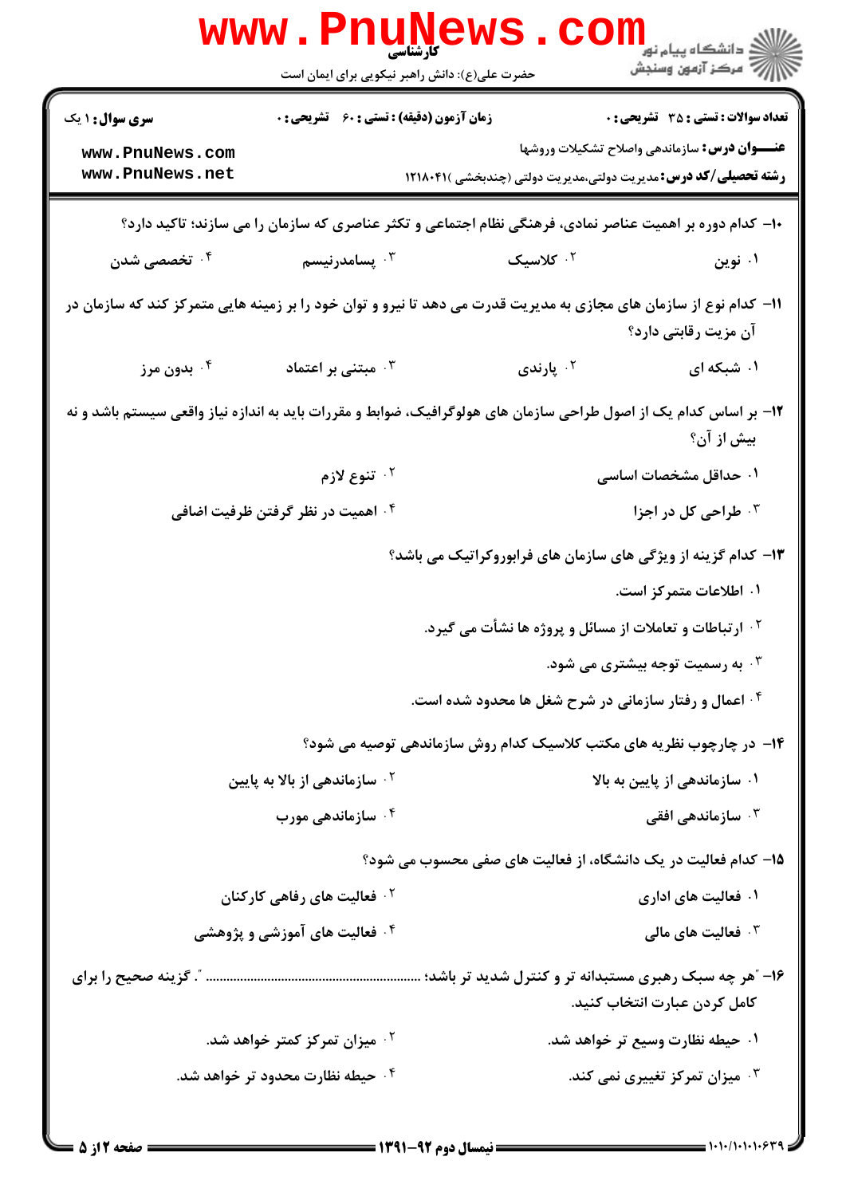۱۰- کدام دوره بر اهمیت عناصر نمادی، فرهنگی نظام اجتماعی و تکثر عناصری که سازمان را می سازند؛ تاکید دارد؟

۱. نوین
۲. کلاسیک
۳. پسامدرنیسم
۴. تخصصی شدن

۱۱- کدام نوع از سازمان های مجازی به مدیریت قدرت می دهد تا نیرو و توان خود را بر زمینه هایی متمرکز کند که سازمان در آن مزیت رقابتی دارد؟

۱. شبکه ای
۲. پارندی
۳. مبتنی بر اعتماد
۴. بدون مرز

۱۲- بر اساس کدام یک از اصول طراحی سازمان های هولوگرافیک، ضوابط و مقررات باید به اندازه نیاز واقعی سیستم باشد و نه بیش از آن؟

۱. حداقل مشخصات اساسی
۲. تنوع لازم
۳. طراحی کل در اجزا
۴. اهمیت در نظر گرفتن ظرفیت اضافی

۱۳- کدام گزینه از ویژگی های سازمان های فرابوروکراتیک می باشد؟

۱. اطلاعات متمرکز است.
۲. ارتباطات و تعاملات از مسائل و پروژه ها نشأت می گیرد.
۳. به رسمیت توجه بیشتری می شود.
۴. اعمال و رفتار سازمانی در شرح شغل ها محدود شده است.

۱۴- در چارچوب نظریه های مکتب کلاسیک کدام روش سازماندهی توصیه می شود؟

۱. سازماندهی از پایین به بالا
۲. سازماندهی از بالا به پایین
۳. سازماندهی افقی
۴. سازماندهی مورب

۱۵- کدام فعالیت در یک دانشگاه، از فعالیت های صفی محسوب می شود؟

۱. فعالیت های اداری
۲. فعالیت های رفاهی کارکنان
۳. فعالیت های مالی
۴. فعالیت های آموزشی و پژوهشی

۱۶- "هر چه سبک رهبری مستبدانه تر و کنترل شدید تر باشد؛ ............................................................ ". گزینه صحیح را برای کامل کردن عبارت انتخاب کنید.

۱. حیطه نظارت وسیع تر خواهد شد.
۲. میزان تمرکز کمتر خواهد شد.
۳. میزان تمرکز تغییری نمی کند.
۴. حیطه نظارت محدود تر خواهد شد.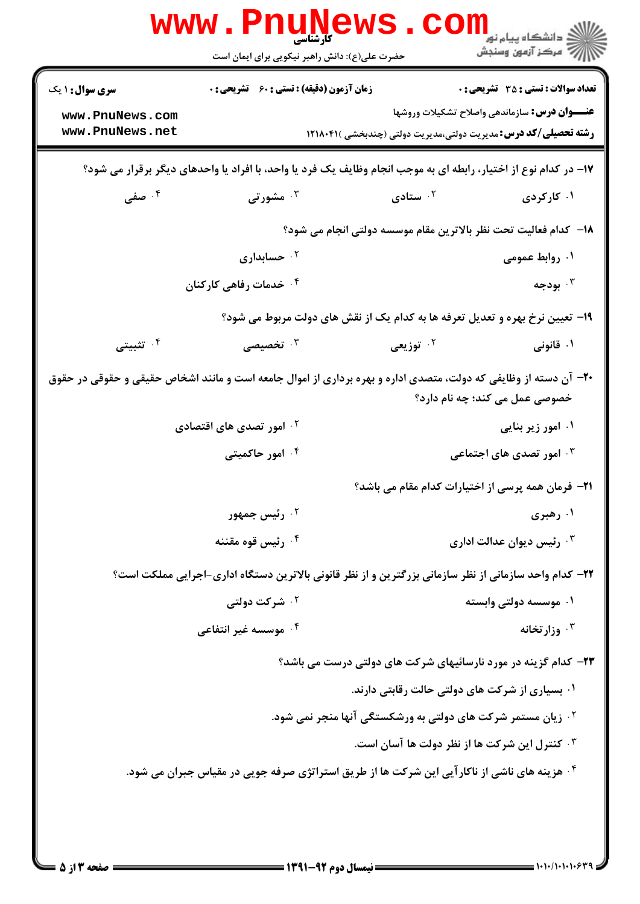**سری سوال:** ۱ یک | **زمان آزمون (دقیقه) : تستی :** ۶۰ **تشریحی :** ۰ | **تعداد سوالات : تستی :** ۳۵ **تشریحی :** ۰

**عنـــوان درس:** سازماندهی واصلاح تشکیلات وروشها

**رشته تحصیلی/کد درس:** مدیریت دولتی،مدیریت دولتی (چندبخشی )۱۲۱۸۰۴۱

۱۷- در کدام نوع از اختیار، رابطه ای به موجب انجام وظایف یک فرد یا واحد، با افراد یا واحدهای دیگر برقرار می شود؟

۱. کارکردی
۲. ستادی
۳. مشورتی
۴. صفی

۱۸- کدام فعالیت تحت نظر بالاترین مقام موسسه دولتی انجام می شود؟

۱. روابط عمومی
۲. حسابداری
۳. بودجه
۴. خدمات رفاهی کارکنان

۱۹- تعیین نرخ بهره و تعدیل تعرفه ها به کدام یک از نقش های دولت مربوط می شود؟

۱. قانونی
۲. توزیعی
۳. تخصیصی
۴. تثبیتی

۲۰- آن دسته از وظایفی که دولت، متصدی اداره و بهره برداری از اموال جامعه است و مانند اشخاص حقیقی و حقوقی در حقوق خصوصی عمل می کند؛ چه نام دارد؟

۱. امور زیر بنایی
۲. امور تصدی های اقتصادی
۳. امور تصدی های اجتماعی
۴. امور حاکمیتی

۲۱- فرمان همه پرسی از اختیارات کدام مقام می باشد؟

۱. رهبری
۲. رئیس جمهور
۳. رئیس دیوان عدالت اداری
۴. رئیس قوه مقننه

۲۲- کدام واحد سازمانی از نظر سازمانی بزرگترین و از نظر قانونی بالاترین دستگاه اداری-اجرایی مملکت است؟

۱. موسسه دولتی وابسته
۲. شرکت دولتی
۳. وزارتخانه
۴. موسسه غیر انتفاعی

۲۳- کدام گزینه در مورد نارسائیهای شرکت های دولتی درست می باشد؟

۱. بسیاری از شرکت های دولتی حالت رقابتی دارند.
۲. زیان مستمر شرکت های دولتی به ورشکستگی آنها منجر نمی شود.
۳. کنترل این شرکت ها از نظر دولت ها آسان است.
۴. هزینه های ناشی از ناکارآیی این شرکت ها از طریق استراتژی صرفه جویی در مقیاس جبران می شود.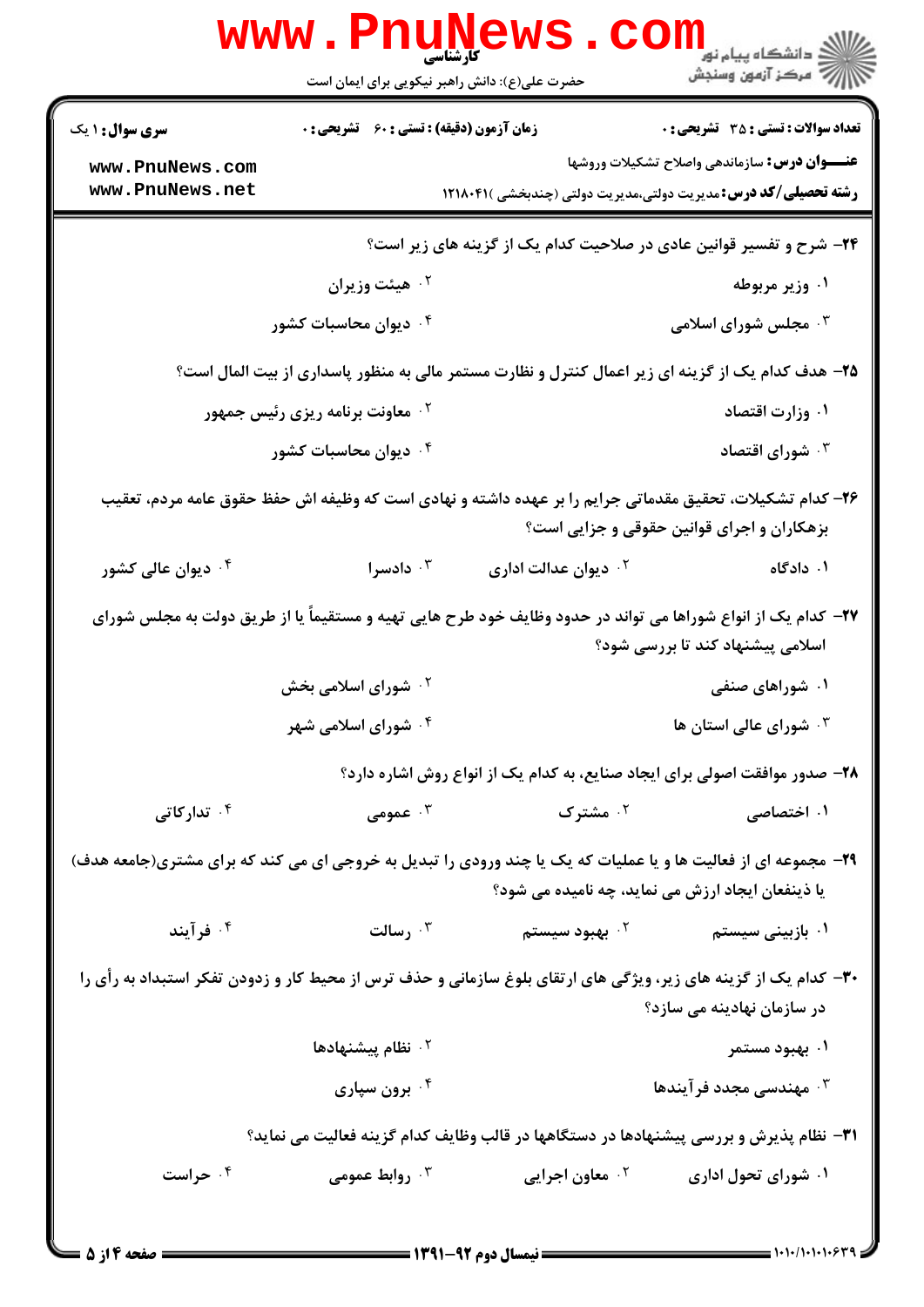**تعداد سوالات : تستی : ۳۵ تشریحی : ۰** | **زمان آزمون (دقیقه) : تستی : ۶۰ تشریحی : ۰** | **سری سوال : ۱ یک**

**عنـــوان درس:** سازماندهی واصلاح تشکیلات وروشها

**رشته تحصیلی/کد درس:** مدیریت دولتی،مدیریت دولتی (چندبخشی )۱۲۱۸۰۴۱

۲۴- شرح و تفسیر قوانین عادی در صلاحیت کدام یک از گزینه های زیر است؟

۱. وزیر مربوطه
۲. هیئت وزیران
۳. مجلس شورای اسلامی
۴. دیوان محاسبات کشور

۲۵- هدف کدام یک از گزینه ای زیر اعمال کنترل و نظارت مستمر مالی به منظور پاسداری از بیت المال است؟

۱. وزارت اقتصاد
۲. معاونت برنامه ریزی رئیس جمهور
۳. شورای اقتصاد
۴. دیوان محاسبات کشور

۲۶- کدام تشکیلات، تحقیق مقدماتی جرایم را بر عهده داشته و نهادی است که وظیفه اش حفظ حقوق عامه مردم، تعقیب بزهکاران و اجرای قوانین حقوقی و جزایی است؟

۱. دادگاه
۲. دیوان عدالت اداری
۳. دادسرا
۴. دیوان عالی کشور

۲۷- کدام یک از انواع شوراها می تواند در حدود وظایف خود طرح هایی تهیه و مستقیماً یا از طریق دولت به مجلس شورای اسلامی پیشنهاد کند تا بررسی شود؟

۱. شوراهای صنفی
۲. شورای اسلامی بخش
۳. شورای عالی استان ها
۴. شورای اسلامی شهر

۲۸- صدور موافقت اصولی برای ایجاد صنایع، به کدام یک از انواع روش اشاره دارد؟

۱. اختصاصی
۲. مشترک
۳. عمومی
۴. تدارکاتی

۲۹- مجموعه ای از فعالیت ها و یا عملیات که یک یا چند ورودی را تبدیل به خروجی ای می کند که برای مشتری(جامعه هدف) یا ذینفعان ایجاد ارزش می نماید، چه نامیده می شود؟

۱. بازبینی سیستم
۲. بهبود سیستم
۳. رسالت
۴. فرآیند

۳۰- کدام یک از گزینه های زیر، ویژگی های ارتقای بلوغ سازمانی و حذف ترس از محیط کار و زدودن تفکر استبداد به رأی را در سازمان نهادینه می سازد؟

۱. بهبود مستمر
۲. نظام پیشنهادها
۳. مهندسی مجدد فرآیندها
۴. برون سپاری

۳۱- نظام پذیرش و بررسی پیشنهادها در دستگاهها در قالب وظایف کدام گزینه فعالیت می نماید؟

۱. شورای تحول اداری
۲. معاون اجرایی
۳. روابط عمومی
۴. حراست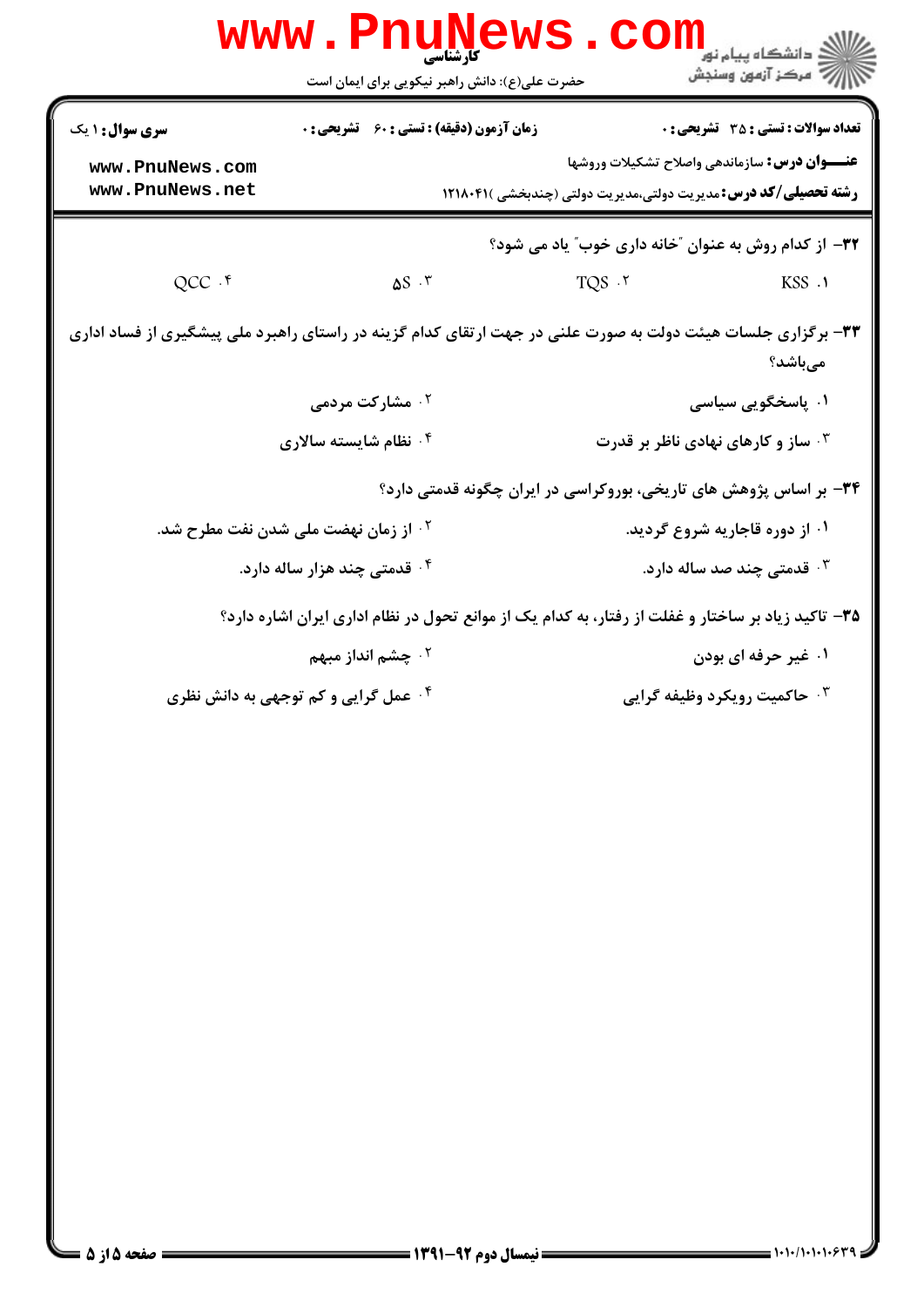۳۲- از کدام روش به عنوان "خانه داری خوب" یاد می شود؟

۱. KSS
۲. TQS
۳. 5S
۴. QCC

۳۳- برگزاری جلسات هیئت دولت به صورت علنی در جهت ارتقای کدام گزینه در راستای راهبرد ملی پیشگیری از فساد اداری می‌باشد؟

۱. پاسخگویی سیاسی
۲. مشارکت مردمی
۳. ساز و کارهای نهادی ناظر بر قدرت
۴. نظام شایسته سالاری

۳۴- بر اساس پژوهش های تاریخی، بوروکراسی در ایران چگونه قدمتی دارد؟

۱. از دوره قاجاریه شروع گردید.
۲. از زمان نهضت ملی شدن نفت مطرح شد.
۳. قدمتی چند صد ساله دارد.
۴. قدمتی چند هزار ساله دارد.

۳۵- تاکید زیاد بر ساختار و غفلت از رفتار، به کدام یک از موانع تحول در نظام اداری ایران اشاره دارد؟

۱. غیر حرفه ای بودن
۲. چشم انداز مبهم
۳. حاکمیت رویکرد وظیفه گرایی
۴. عمل گرایی و کم توجهی به دانش نظری